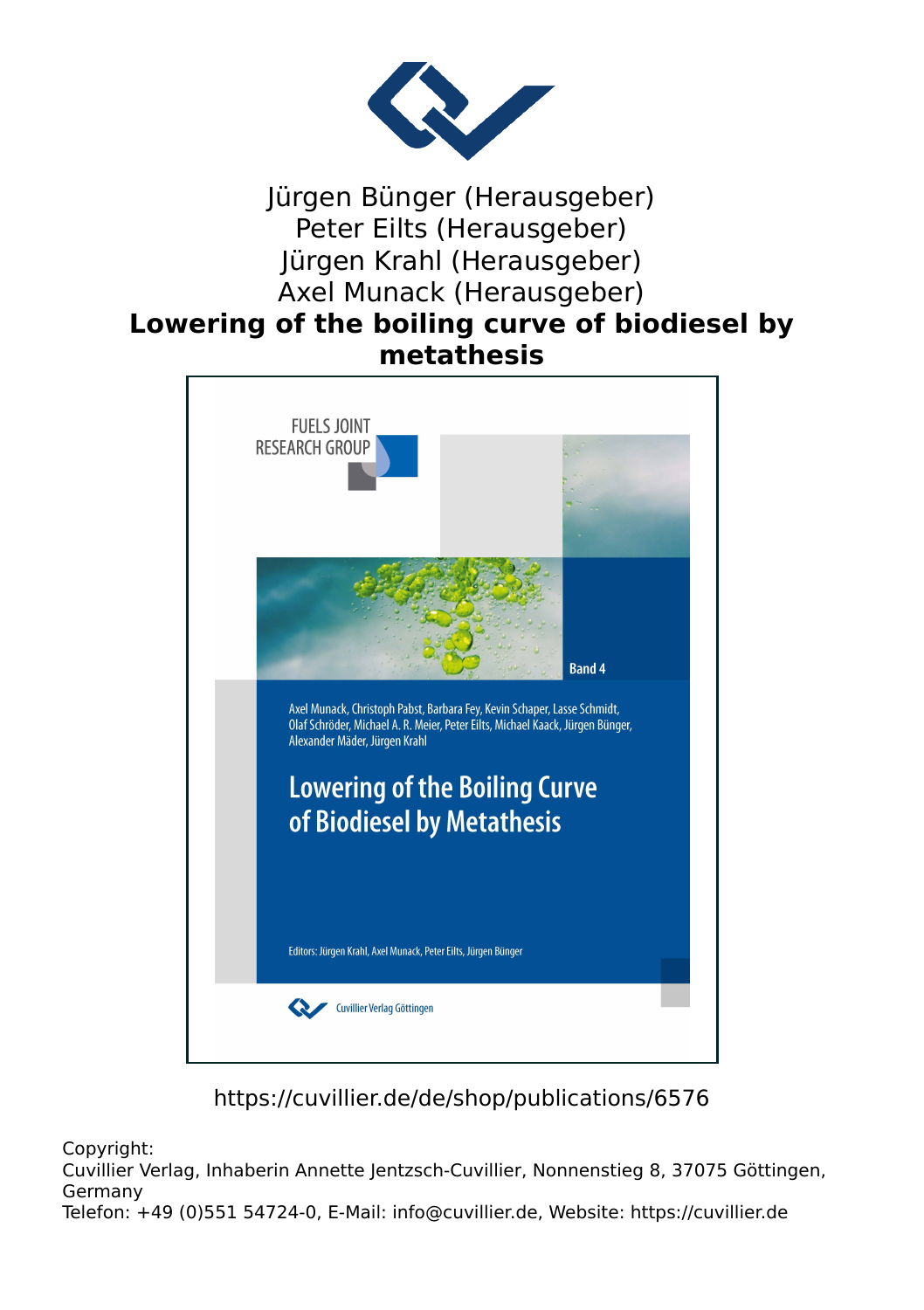Jürgen Bünger (Herausgeber)
Peter Eilts (Herausgeber)
Jürgen Krahl (Herausgeber)
Axel Munack (Herausgeber)

# Lowering of the boiling curve of biodiesel by metathesis

FUELS JOINT RESEARCH GROUP

Band 4

Axel Munack, Christoph Pabst, Barbara Fey, Kevin Schaper, Lasse Schmidt, Olaf Schröder, Michael A. R. Meier, Peter Eilts, Michael Kaack, Jürgen Bünger, Alexander Mäder, Jürgen Krahl

Lowering of the Boiling Curve of Biodiesel by Metathesis

Editors: Jürgen Krahl, Axel Munack, Peter Eilts, Jürgen Bünger

Cuvillier Verlag Göttingen

https://cuvillier.de/de/shop/publications/6576

Copyright:
Cuvillier Verlag, Inhaberin Annette Jentzsch-Cuvillier, Nonnenstieg 8, 37075 Göttingen, Germany
Telefon: +49 (0)551 54724-0, E-Mail: info@cuvillier.de, Website: https://cuvillier.de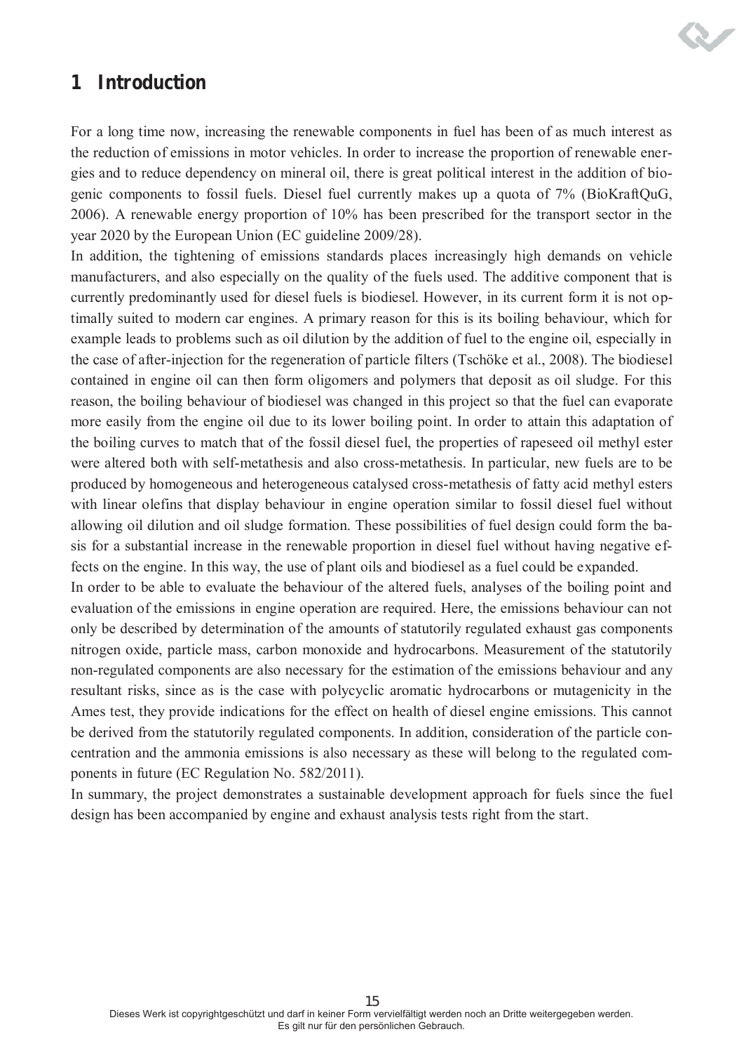# 1 Introduction

For a long time now, increasing the renewable components in fuel has been of as much interest as the reduction of emissions in motor vehicles. In order to increase the proportion of renewable energies and to reduce dependency on mineral oil, there is great political interest in the addition of biogenic components to fossil fuels. Diesel fuel currently makes up a quota of 7% (BioKraftQuG, 2006). A renewable energy proportion of 10% has been prescribed for the transport sector in the year 2020 by the European Union (EC guideline 2009/28).

In addition, the tightening of emissions standards places increasingly high demands on vehicle manufacturers, and also especially on the quality of the fuels used. The additive component that is currently predominantly used for diesel fuels is biodiesel. However, in its current form it is not optimally suited to modern car engines. A primary reason for this is its boiling behaviour, which for example leads to problems such as oil dilution by the addition of fuel to the engine oil, especially in the case of after-injection for the regeneration of particle filters (Tschöke et al., 2008). The biodiesel contained in engine oil can then form oligomers and polymers that deposit as oil sludge. For this reason, the boiling behaviour of biodiesel was changed in this project so that the fuel can evaporate more easily from the engine oil due to its lower boiling point. In order to attain this adaptation of the boiling curves to match that of the fossil diesel fuel, the properties of rapeseed oil methyl ester were altered both with self-metathesis and also cross-metathesis. In particular, new fuels are to be produced by homogeneous and heterogeneous catalysed cross-metathesis of fatty acid methyl esters with linear olefins that display behaviour in engine operation similar to fossil diesel fuel without allowing oil dilution and oil sludge formation. These possibilities of fuel design could form the basis for a substantial increase in the renewable proportion in diesel fuel without having negative effects on the engine. In this way, the use of plant oils and biodiesel as a fuel could be expanded.

In order to be able to evaluate the behaviour of the altered fuels, analyses of the boiling point and evaluation of the emissions in engine operation are required. Here, the emissions behaviour can not only be described by determination of the amounts of statutorily regulated exhaust gas components nitrogen oxide, particle mass, carbon monoxide and hydrocarbons. Measurement of the statutorily non-regulated components are also necessary for the estimation of the emissions behaviour and any resultant risks, since as is the case with polycyclic aromatic hydrocarbons or mutagenicity in the Ames test, they provide indications for the effect on health of diesel engine emissions. This cannot be derived from the statutorily regulated components. In addition, consideration of the particle concentration and the ammonia emissions is also necessary as these will belong to the regulated components in future (EC Regulation No. 582/2011).

In summary, the project demonstrates a sustainable development approach for fuels since the fuel design has been accompanied by engine and exhaust analysis tests right from the start.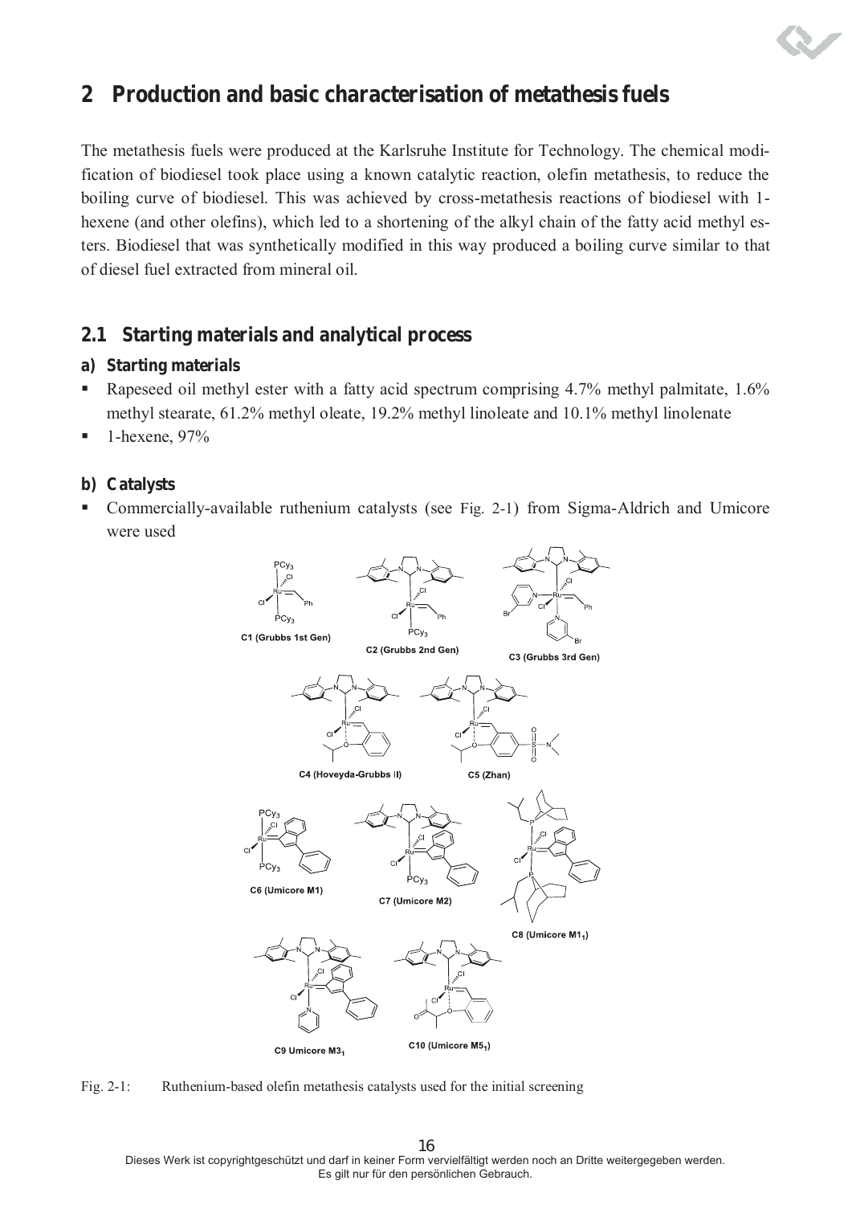## 2 Production and basic characterisation of metathesis fuels

The metathesis fuels were produced at the Karlsruhe Institute for Technology. The chemical modification of biodiesel took place using a known catalytic reaction, olefin metathesis, to reduce the boiling curve of biodiesel. This was achieved by cross-metathesis reactions of biodiesel with 1-hexene (and other olefins), which led to a shortening of the alkyl chain of the fatty acid methyl esters. Biodiesel that was synthetically modified in this way produced a boiling curve similar to that of diesel fuel extracted from mineral oil.

### 2.1 Starting materials and analytical process

#### a) Starting materials

- Rapeseed oil methyl ester with a fatty acid spectrum comprising 4.7% methyl palmitate, 1.6% methyl stearate, 61.2% methyl oleate, 19.2% methyl linoleate and 10.1% methyl linolenate
- 1-hexene, 97%

#### b) Catalysts

- Commercially-available ruthenium catalysts (see Fig. 2-1) from Sigma-Aldrich and Umicore were used

C1 (Grubbs 1st Gen)

C2 (Grubbs 2nd Gen)

C3 (Grubbs 3rd Gen)

C4 (Hoveyda-Grubbs II)

C5 (Zhan)

C6 (Umicore M1)

C7 (Umicore M2)

C8 (Umicore $M1_1$)

C9 Umicore $M3_1$

C10 (Umicore $M5_1$)

Fig. 2-1: Ruthenium-based olefin metathesis catalysts used for the initial screening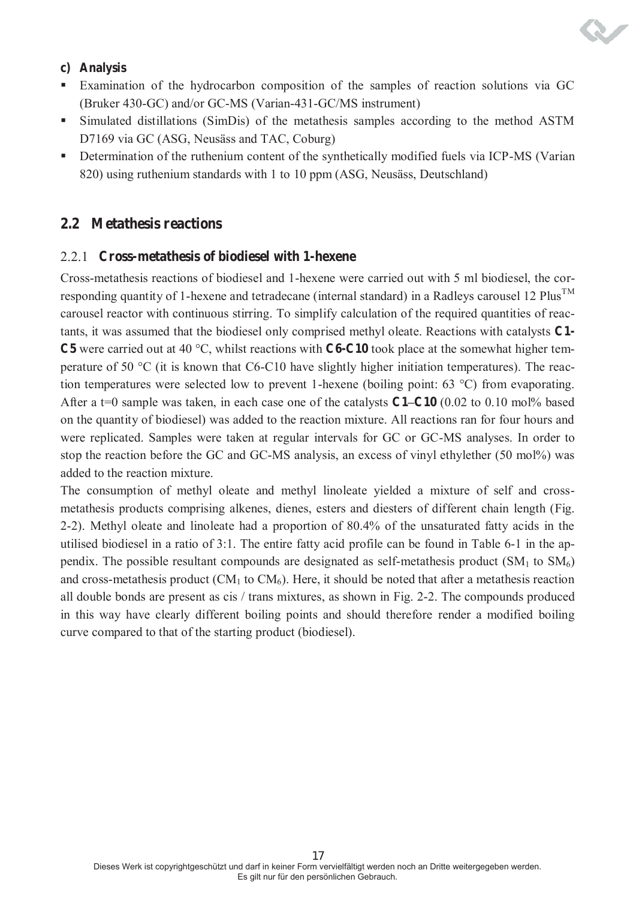#### c) Analysis

- Examination of the hydrocarbon composition of the samples of reaction solutions via GC (Bruker 430-GC) and/or GC-MS (Varian-431-GC/MS instrument)
- Simulated distillations (SimDis) of the metathesis samples according to the method ASTM D7169 via GC (ASG, Neusäss and TAC, Coburg)
- Determination of the ruthenium content of the synthetically modified fuels via ICP-MS (Varian 820) using ruthenium standards with 1 to 10 ppm (ASG, Neusäss, Deutschland)

## 2.2 Metathesis reactions

### 2.2.1 Cross-metathesis of biodiesel with 1-hexene

Cross-metathesis reactions of biodiesel and 1-hexene were carried out with 5 ml biodiesel, the corresponding quantity of 1-hexene and tetradecane (internal standard) in a Radleys carousel 12 Plus$^{TM}$ carousel reactor with continuous stirring. To simplify calculation of the required quantities of reactants, it was assumed that the biodiesel only comprised methyl oleate. Reactions with catalysts **C1-C5** were carried out at 40 °C, whilst reactions with **C6-C10** took place at the somewhat higher temperature of 50 °C (it is known that C6-C10 have slightly higher initiation temperatures). The reaction temperatures were selected low to prevent 1-hexene (boiling point: 63 °C) from evaporating. After a t=0 sample was taken, in each case one of the catalysts **C1**–**C10** (0.02 to 0.10 mol% based on the quantity of biodiesel) was added to the reaction mixture. All reactions ran for four hours and were replicated. Samples were taken at regular intervals for GC or GC-MS analyses. In order to stop the reaction before the GC and GC-MS analysis, an excess of vinyl ethylether (50 mol%) was added to the reaction mixture.

The consumption of methyl oleate and methyl linoleate yielded a mixture of self and cross-metathesis products comprising alkenes, dienes, esters and diesters of different chain length (Fig. 2-2). Methyl oleate and linoleate had a proportion of 80.4% of the unsaturated fatty acids in the utilised biodiesel in a ratio of 3:1. The entire fatty acid profile can be found in Table 6-1 in the appendix. The possible resultant compounds are designated as self-metathesis product ($SM_1$ to $SM_6$) and cross-metathesis product ($CM_1$ to $CM_6$). Here, it should be noted that after a metathesis reaction all double bonds are present as cis / trans mixtures, as shown in Fig. 2-2. The compounds produced in this way have clearly different boiling points and should therefore render a modified boiling curve compared to that of the starting product (biodiesel).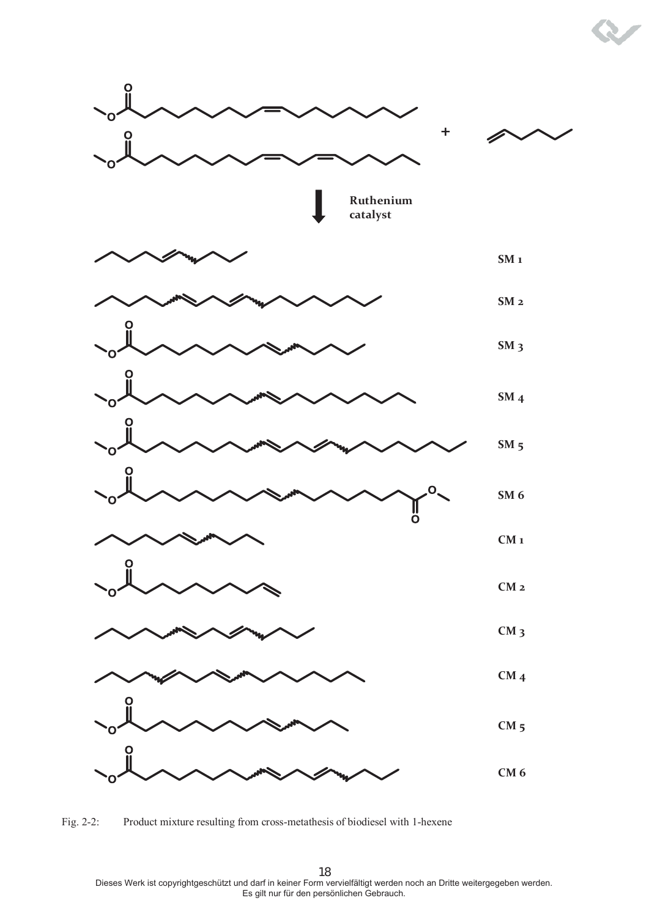Ruthenium catalyst

SM 1

SM 2

SM 3

SM 4

SM 5

SM 6

CM 1

CM 2

CM 3

CM 4

CM 5

CM 6

Fig. 2-2: Product mixture resulting from cross-metathesis of biodiesel with 1-hexene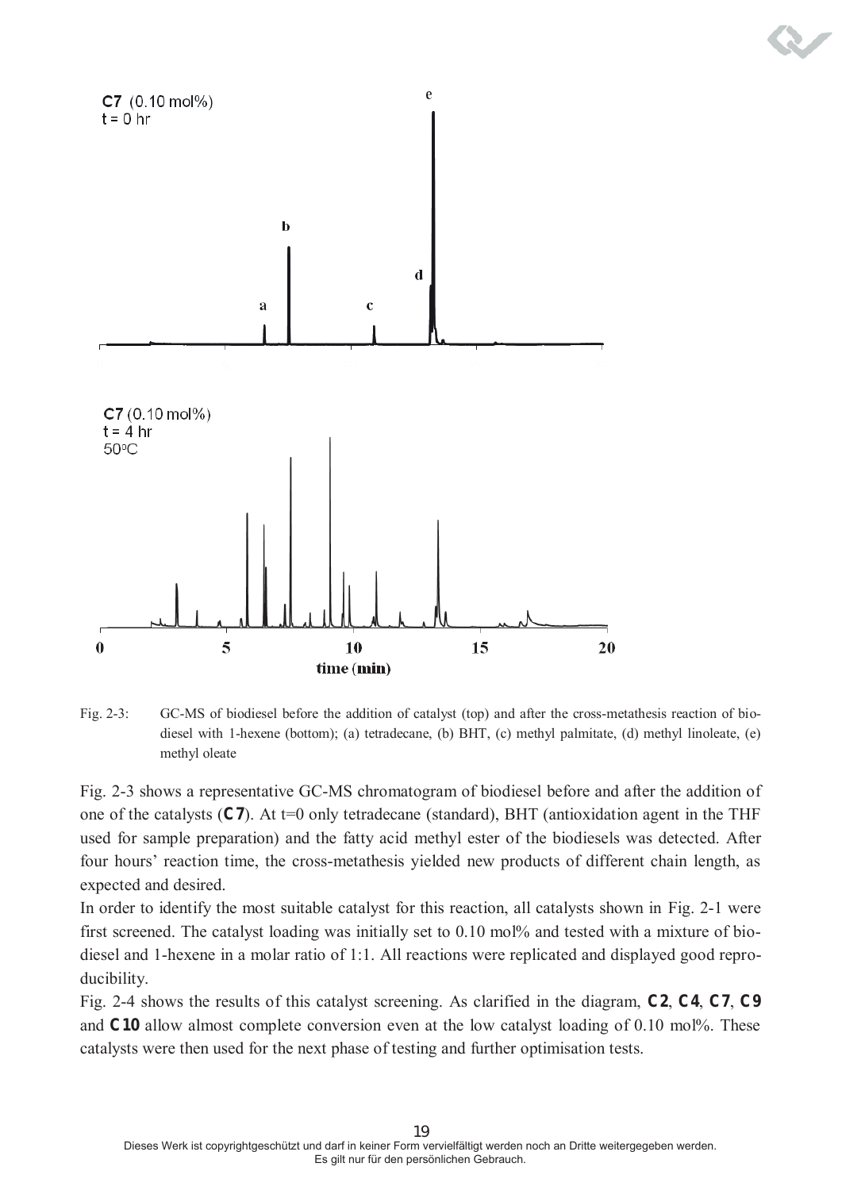C7 (0.10 mol%)
t = 0 hr

a
b
c
d
e

C7 (0.10 mol%)
t = 4 hr
50°C

0
5
10
15
20
time (min)

Fig. 2-3: GC-MS of biodiesel before the addition of catalyst (top) and after the cross-metathesis reaction of biodiesel with 1-hexene (bottom); (a) tetradecane, (b) BHT, (c) methyl palmitate, (d) methyl linoleate, (e) methyl oleate

Fig. 2-3 shows a representative GC-MS chromatogram of biodiesel before and after the addition of one of the catalysts (**C7**). At t=0 only tetradecane (standard), BHT (antioxidation agent in the THF used for sample preparation) and the fatty acid methyl ester of the biodiesels was detected. After four hours' reaction time, the cross-metathesis yielded new products of different chain length, as expected and desired.

In order to identify the most suitable catalyst for this reaction, all catalysts shown in Fig. 2-1 were first screened. The catalyst loading was initially set to 0.10 mol% and tested with a mixture of biodiesel and 1-hexene in a molar ratio of 1:1. All reactions were replicated and displayed good reproducibility.

Fig. 2-4 shows the results of this catalyst screening. As clarified in the diagram, **C2**, **C4**, **C7**, **C9** and **C10** allow almost complete conversion even at the low catalyst loading of 0.10 mol%. These catalysts were then used for the next phase of testing and further optimisation tests.